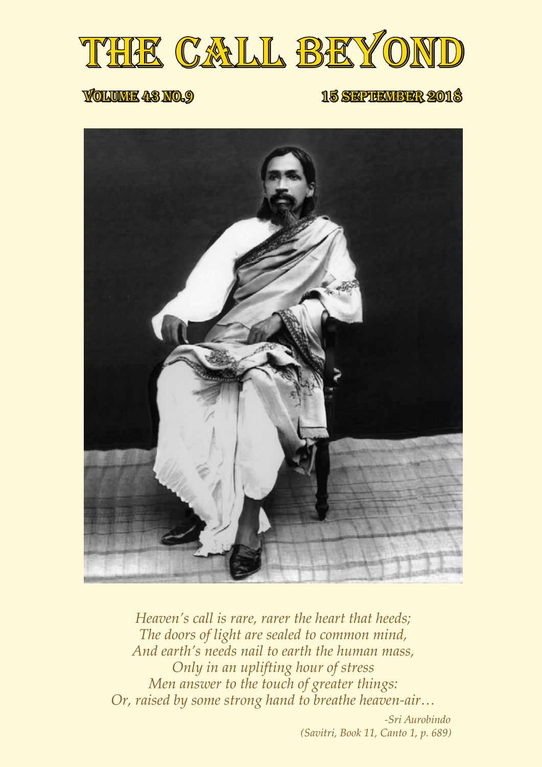# THE CALL BEYOND

**VOLUME 43 NO.9** **15 SEPTEMBER 2018**

*Heaven's call is rare, rarer the heart that heeds;*
*The doors of light are sealed to common mind,*
*And earth's needs nail to earth the human mass,*
*Only in an uplifting hour of stress*
*Men answer to the touch of greater things:*
*Or, raised by some strong hand to breathe heaven-air…*

*-Sri Aurobindo*
*(Savitri, Book 11, Canto 1, p. 689)*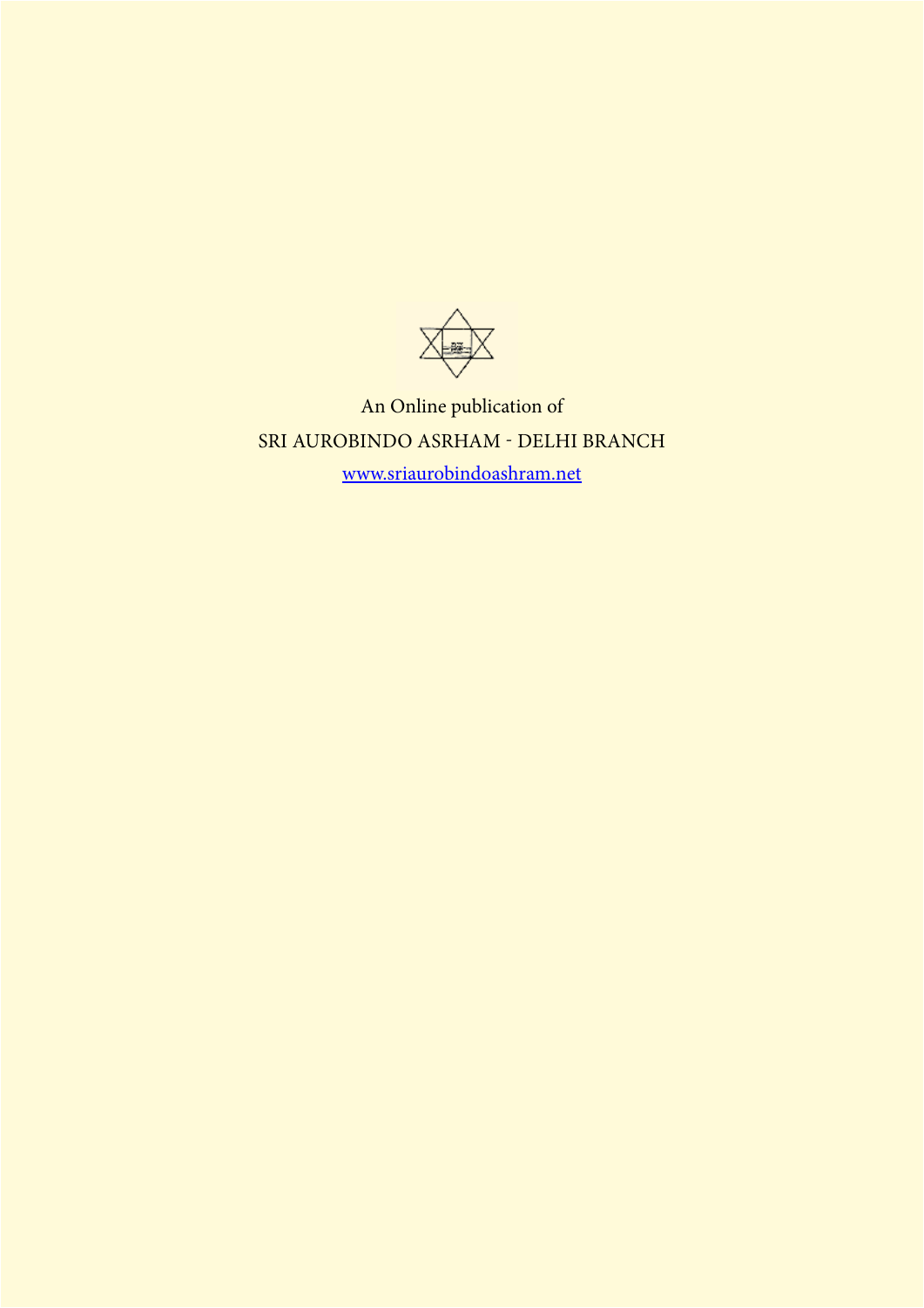An Online publication of

SRI AUROBINDO ASRHAM - DELHI BRANCH

www.sriaurobindoashram.net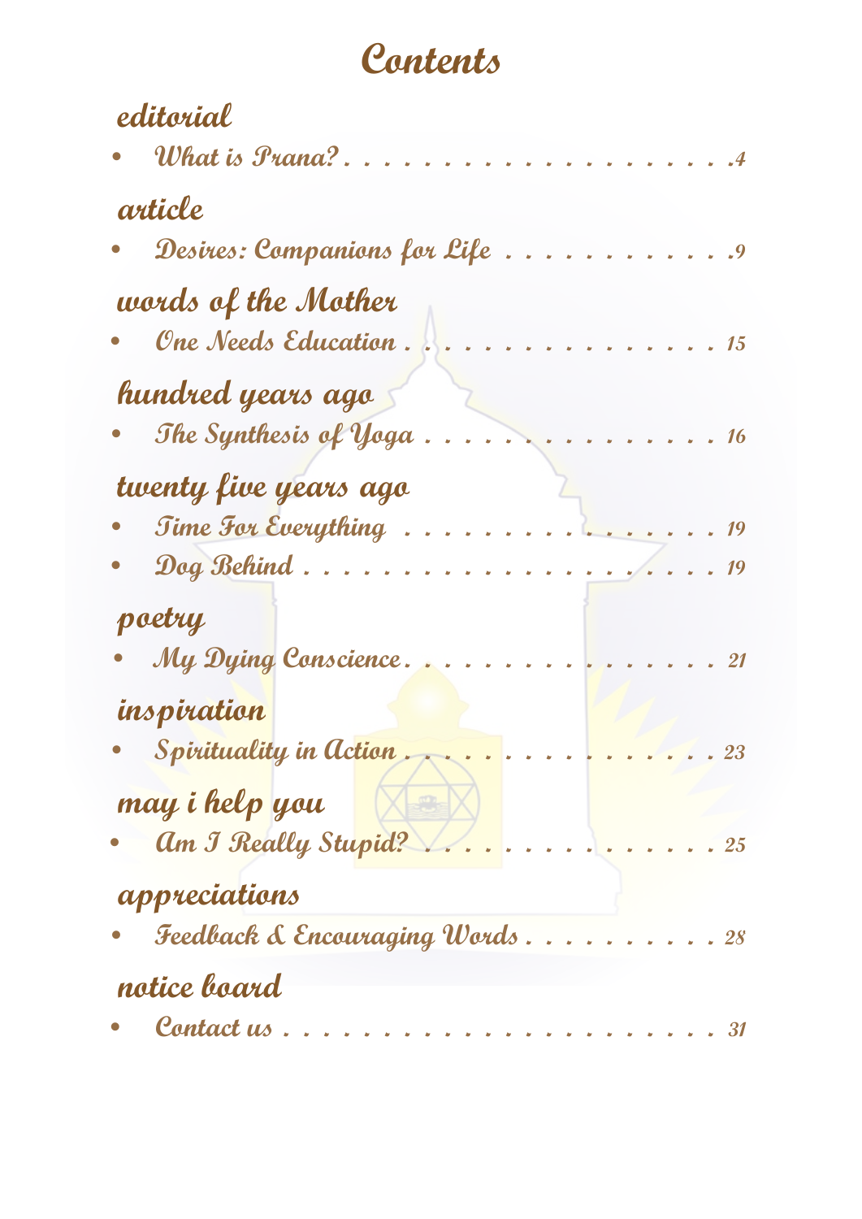# Contents

## editorial

- What is Prana? . . . . . . . . . . . . . . . . . . . . . 4

## article

- Desires: Companions for Life . . . . . . . . . . . . 9

## words of the Mother

- One Needs Education . . . . . . . . . . . . . . . . . 15

## hundred years ago

- The Synthesis of Yoga . . . . . . . . . . . . . . . . 16

## twenty five years ago

- Time For Everything . . . . . . . . . . . . . . . . . 19
- Dog Behind . . . . . . . . . . . . . . . . . . . . . . . 19

## poetry

- My Dying Conscience . . . . . . . . . . . . . . . . . 21

## inspiration

- Spirituality in Action . . . . . . . . . . . . . . . . 23

## may i help you

- Am I Really Stupid? . . . . . . . . . . . . . . . . 25

## appreciations

- Feedback & Encouraging Words . . . . . . . . . . . 28

## notice board

- Contact us . . . . . . . . . . . . . . . . . . . . . . . 31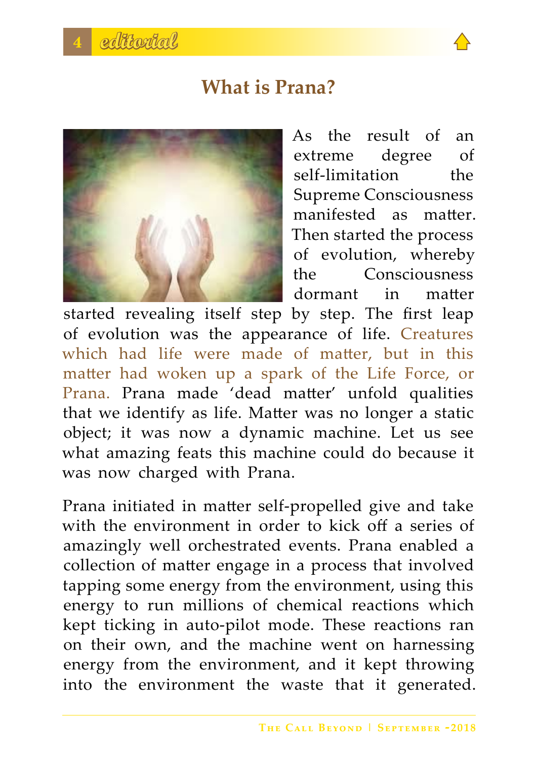# What is Prana?

As the result of an extreme degree of self-limitation the Supreme Consciousness manifested as matter. Then started the process of evolution, whereby the Consciousness dormant in matter started revealing itself step by step. The first leap of evolution was the appearance of life. Creatures which had life were made of matter, but in this matter had woken up a spark of the Life Force, or Prana. Prana made 'dead matter' unfold qualities that we identify as life. Matter was no longer a static object; it was now a dynamic machine. Let us see what amazing feats this machine could do because it was now charged with Prana.

Prana initiated in matter self-propelled give and take with the environment in order to kick off a series of amazingly well orchestrated events. Prana enabled a collection of matter engage in a process that involved tapping some energy from the environment, using this energy to run millions of chemical reactions which kept ticking in auto-pilot mode. These reactions ran on their own, and the machine went on harnessing energy from the environment, and it kept throwing into the environment the waste that it generated.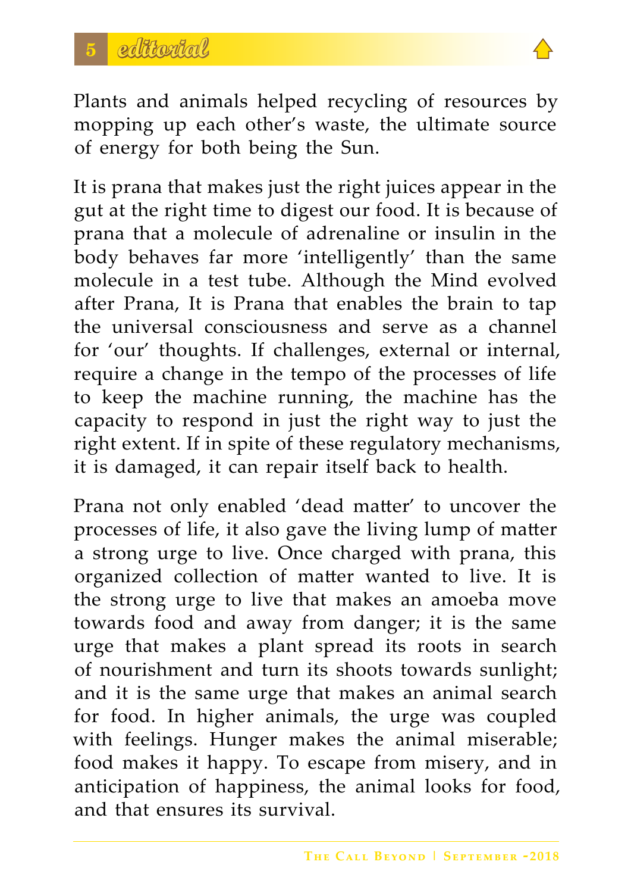Plants and animals helped recycling of resources by mopping up each other's waste, the ultimate source of energy for both being the Sun.

It is prana that makes just the right juices appear in the gut at the right time to digest our food. It is because of prana that a molecule of adrenaline or insulin in the body behaves far more 'intelligently' than the same molecule in a test tube. Although the Mind evolved after Prana, It is Prana that enables the brain to tap the universal consciousness and serve as a channel for 'our' thoughts. If challenges, external or internal, require a change in the tempo of the processes of life to keep the machine running, the machine has the capacity to respond in just the right way to just the right extent. If in spite of these regulatory mechanisms, it is damaged, it can repair itself back to health.

Prana not only enabled 'dead matter' to uncover the processes of life, it also gave the living lump of matter a strong urge to live. Once charged with prana, this organized collection of matter wanted to live. It is the strong urge to live that makes an amoeba move towards food and away from danger; it is the same urge that makes a plant spread its roots in search of nourishment and turn its shoots towards sunlight; and it is the same urge that makes an animal search for food. In higher animals, the urge was coupled with feelings. Hunger makes the animal miserable; food makes it happy. To escape from misery, and in anticipation of happiness, the animal looks for food, and that ensures its survival.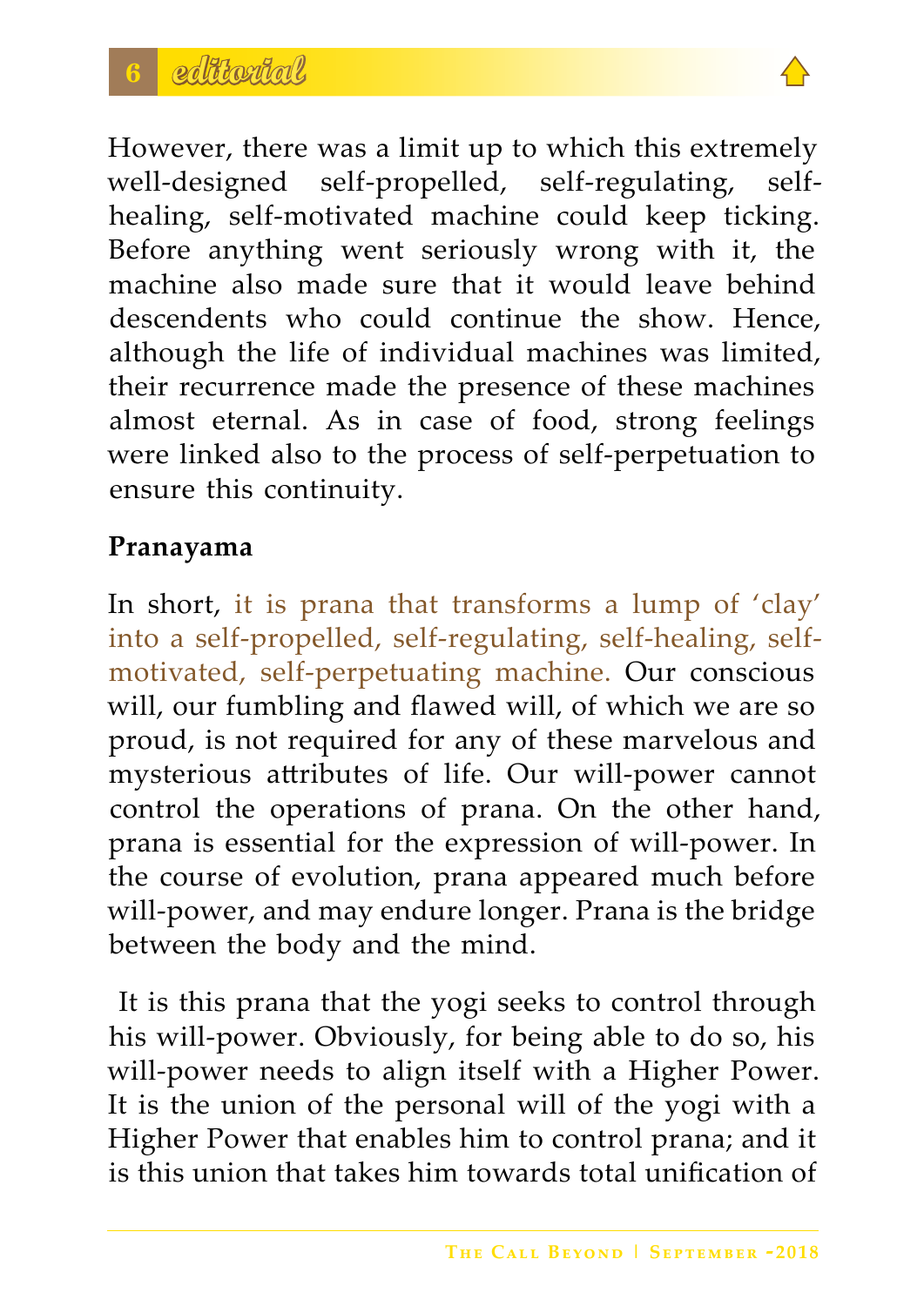However, there was a limit up to which this extremely well-designed self-propelled, self-regulating, self-healing, self-motivated machine could keep ticking. Before anything went seriously wrong with it, the machine also made sure that it would leave behind descendents who could continue the show. Hence, although the life of individual machines was limited, their recurrence made the presence of these machines almost eternal. As in case of food, strong feelings were linked also to the process of self-perpetuation to ensure this continuity.

**Pranayama**

In short, it is prana that transforms a lump of 'clay' into a self-propelled, self-regulating, self-healing, self-motivated, self-perpetuating machine. Our conscious will, our fumbling and flawed will, of which we are so proud, is not required for any of these marvelous and mysterious attributes of life. Our will-power cannot control the operations of prana. On the other hand, prana is essential for the expression of will-power. In the course of evolution, prana appeared much before will-power, and may endure longer. Prana is the bridge between the body and the mind.

It is this prana that the yogi seeks to control through his will-power. Obviously, for being able to do so, his will-power needs to align itself with a Higher Power. It is the union of the personal will of the yogi with a Higher Power that enables him to control prana; and it is this union that takes him towards total unification of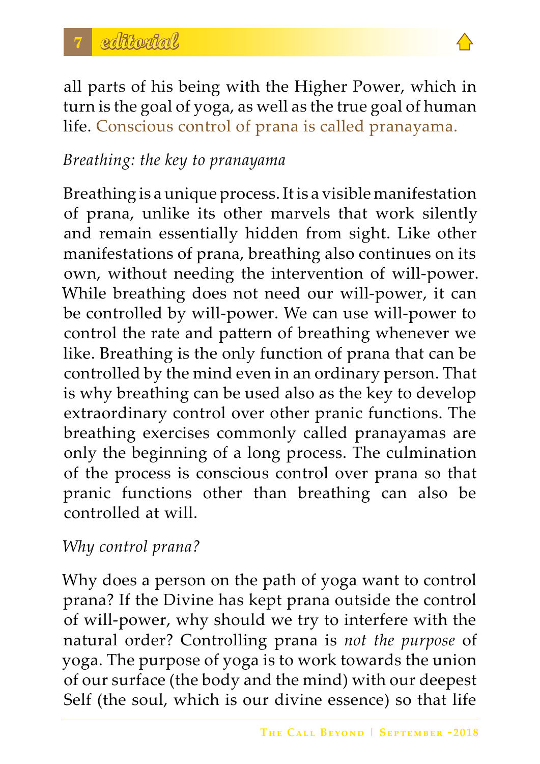all parts of his being with the Higher Power, which in turn is the goal of yoga, as well as the true goal of human life. Conscious control of prana is called pranayama.

*Breathing: the key to pranayama*

Breathing is a unique process. It is a visible manifestation of prana, unlike its other marvels that work silently and remain essentially hidden from sight. Like other manifestations of prana, breathing also continues on its own, without needing the intervention of will-power. While breathing does not need our will-power, it can be controlled by will-power. We can use will-power to control the rate and pattern of breathing whenever we like. Breathing is the only function of prana that can be controlled by the mind even in an ordinary person. That is why breathing can be used also as the key to develop extraordinary control over other pranic functions. The breathing exercises commonly called pranayamas are only the beginning of a long process. The culmination of the process is conscious control over prana so that pranic functions other than breathing can also be controlled at will.

*Why control prana?*

Why does a person on the path of yoga want to control prana? If the Divine has kept prana outside the control of will-power, why should we try to interfere with the natural order? Controlling prana is *not the purpose* of yoga. The purpose of yoga is to work towards the union of our surface (the body and the mind) with our deepest Self (the soul, which is our divine essence) so that life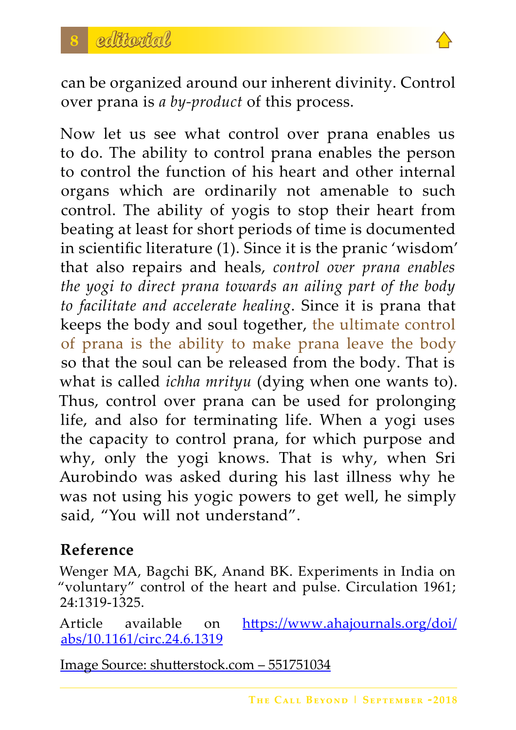can be organized around our inherent divinity. Control over prana is *a by-product* of this process.

Now let us see what control over prana enables us to do. The ability to control prana enables the person to control the function of his heart and other internal organs which are ordinarily not amenable to such control. The ability of yogis to stop their heart from beating at least for short periods of time is documented in scientific literature (1). Since it is the pranic 'wisdom' that also repairs and heals, *control over prana enables the yogi to direct prana towards an ailing part of the body to facilitate and accelerate healing*. Since it is prana that keeps the body and soul together, the ultimate control of prana is the ability to make prana leave the body so that the soul can be released from the body. That is what is called *ichha mrityu* (dying when one wants to). Thus, control over prana can be used for prolonging life, and also for terminating life. When a yogi uses the capacity to control prana, for which purpose and why, only the yogi knows. That is why, when Sri Aurobindo was asked during his last illness why he was not using his yogic powers to get well, he simply said, "You will not understand".

## Reference

Wenger MA, Bagchi BK, Anand BK. Experiments in India on "voluntary" control of the heart and pulse. Circulation 1961; 24:1319-1325.

Article available on https://www.ahajournals.org/doi/abs/10.1161/circ.24.6.1319

Image Source: shutterstock.com – 551751034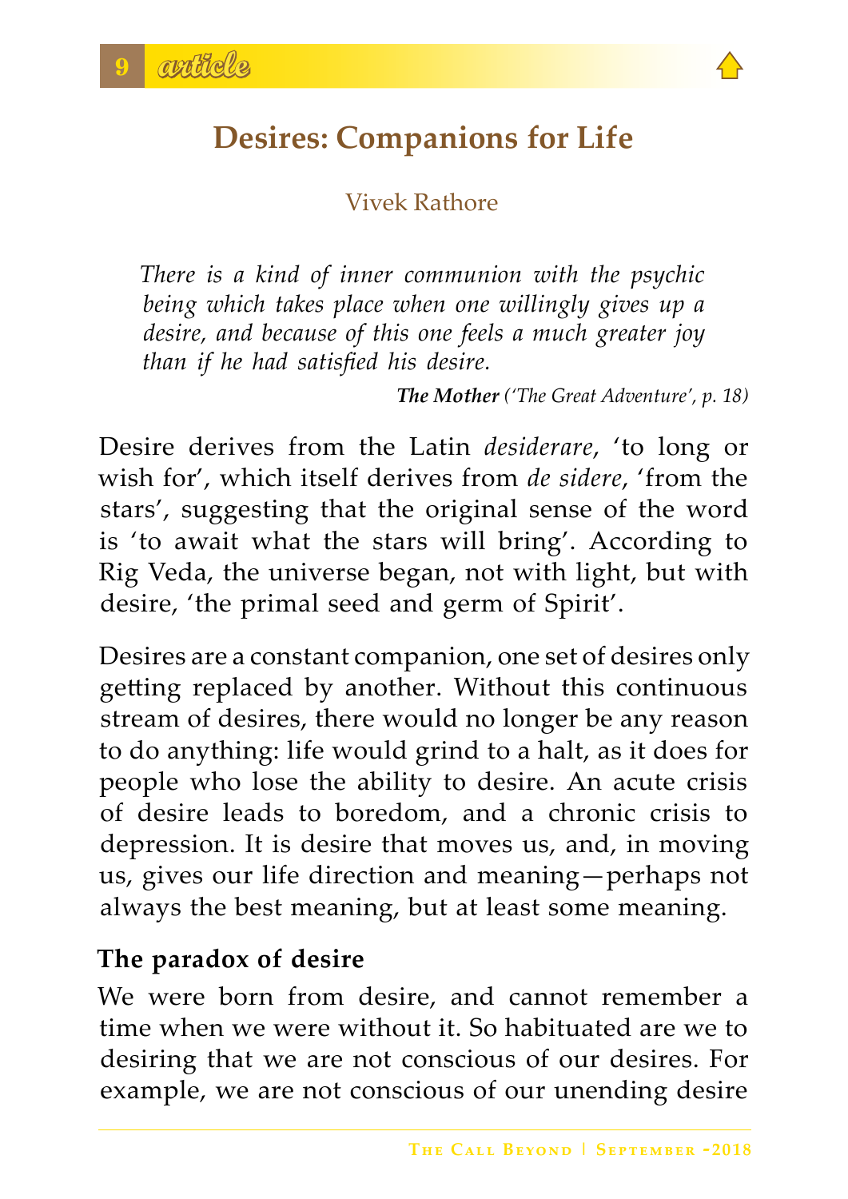# Desires: Companions for Life

Vivek Rathore

> *There is a kind of inner communion with the psychic being which takes place when one willingly gives up a desire, and because of this one feels a much greater joy than if he had satisfied his desire.*
>
> ***The Mother*** *('The Great Adventure', p. 18)*

Desire derives from the Latin *desiderare*, 'to long or wish for', which itself derives from *de sidere*, 'from the stars', suggesting that the original sense of the word is 'to await what the stars will bring'. According to Rig Veda, the universe began, not with light, but with desire, 'the primal seed and germ of Spirit'.

Desires are a constant companion, one set of desires only getting replaced by another. Without this continuous stream of desires, there would no longer be any reason to do anything: life would grind to a halt, as it does for people who lose the ability to desire. An acute crisis of desire leads to boredom, and a chronic crisis to depression. It is desire that moves us, and, in moving us, gives our life direction and meaning—perhaps not always the best meaning, but at least some meaning.

### The paradox of desire

We were born from desire, and cannot remember a time when we were without it. So habituated are we to desiring that we are not conscious of our desires. For example, we are not conscious of our unending desire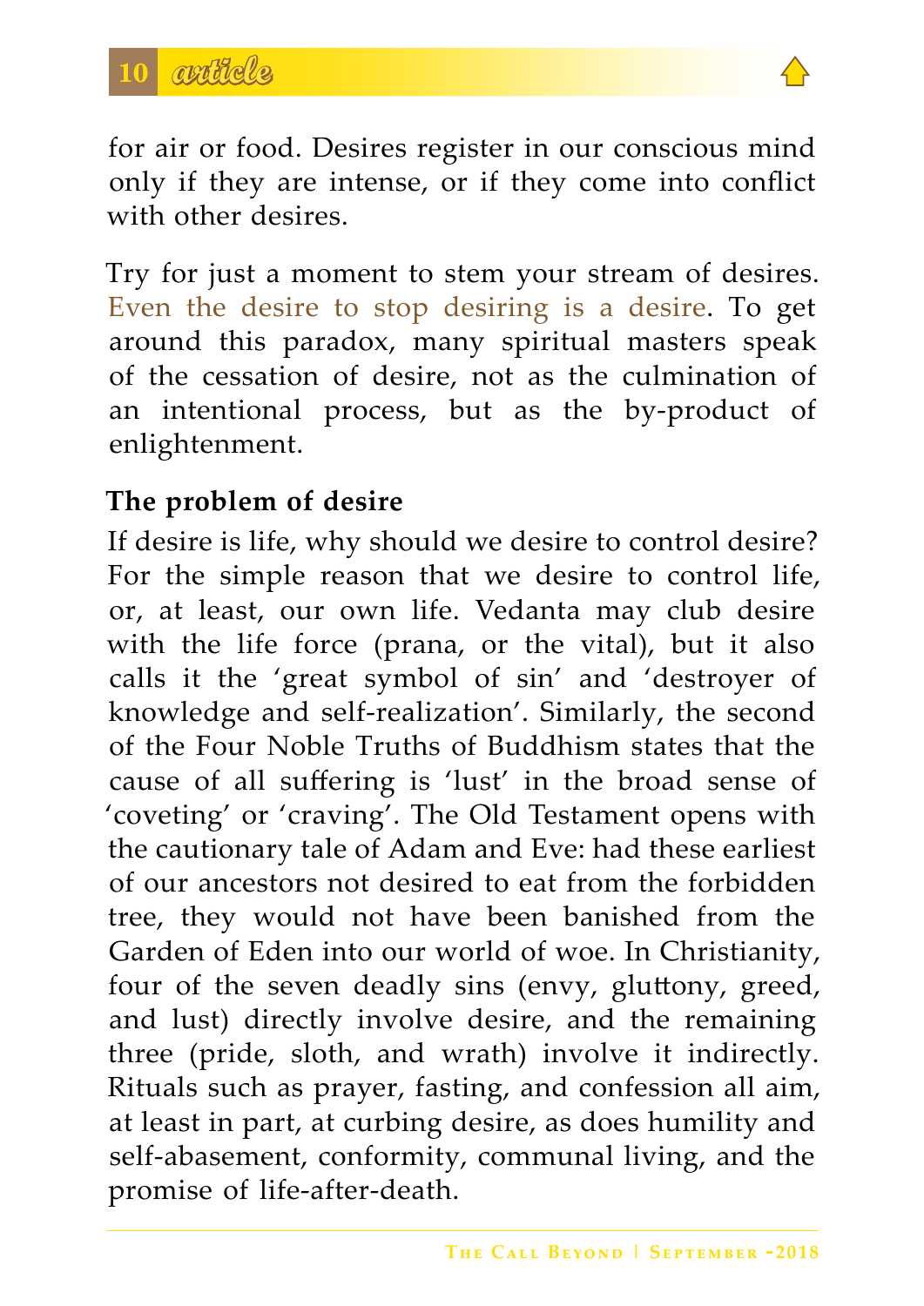for air or food. Desires register in our conscious mind only if they are intense, or if they come into conflict with other desires.

Try for just a moment to stem your stream of desires. Even the desire to stop desiring is a desire. To get around this paradox, many spiritual masters speak of the cessation of desire, not as the culmination of an intentional process, but as the by-product of enlightenment.

**The problem of desire**

If desire is life, why should we desire to control desire? For the simple reason that we desire to control life, or, at least, our own life. Vedanta may club desire with the life force (prana, or the vital), but it also calls it the 'great symbol of sin' and 'destroyer of knowledge and self-realization'. Similarly, the second of the Four Noble Truths of Buddhism states that the cause of all suffering is 'lust' in the broad sense of 'coveting' or 'craving'. The Old Testament opens with the cautionary tale of Adam and Eve: had these earliest of our ancestors not desired to eat from the forbidden tree, they would not have been banished from the Garden of Eden into our world of woe. In Christianity, four of the seven deadly sins (envy, gluttony, greed, and lust) directly involve desire, and the remaining three (pride, sloth, and wrath) involve it indirectly. Rituals such as prayer, fasting, and confession all aim, at least in part, at curbing desire, as does humility and self-abasement, conformity, communal living, and the promise of life-after-death.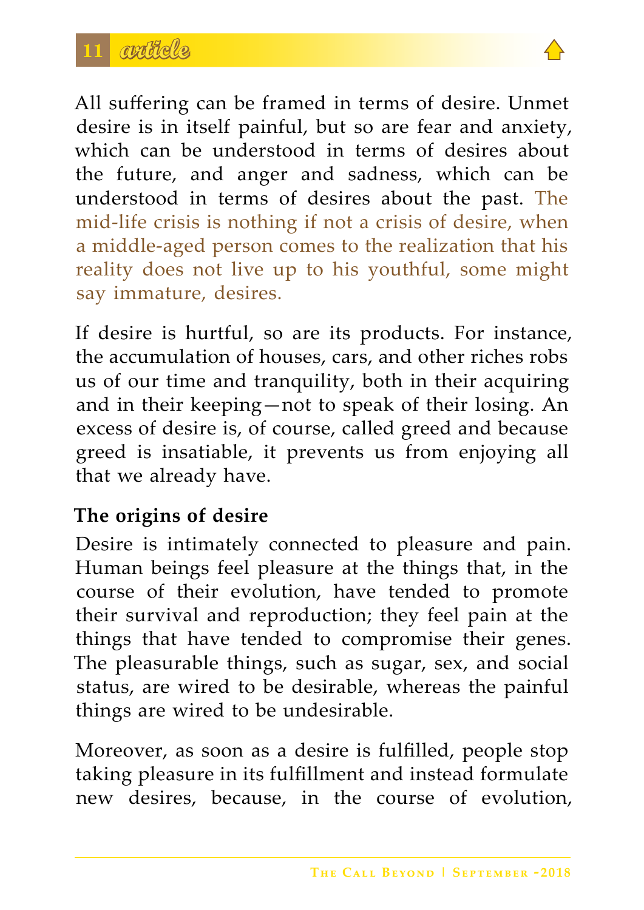All suffering can be framed in terms of desire. Unmet desire is in itself painful, but so are fear and anxiety, which can be understood in terms of desires about the future, and anger and sadness, which can be understood in terms of desires about the past. The mid-life crisis is nothing if not a crisis of desire, when a middle-aged person comes to the realization that his reality does not live up to his youthful, some might say immature, desires.

If desire is hurtful, so are its products. For instance, the accumulation of houses, cars, and other riches robs us of our time and tranquility, both in their acquiring and in their keeping—not to speak of their losing. An excess of desire is, of course, called greed and because greed is insatiable, it prevents us from enjoying all that we already have.

**The origins of desire**

Desire is intimately connected to pleasure and pain. Human beings feel pleasure at the things that, in the course of their evolution, have tended to promote their survival and reproduction; they feel pain at the things that have tended to compromise their genes. The pleasurable things, such as sugar, sex, and social status, are wired to be desirable, whereas the painful things are wired to be undesirable.

Moreover, as soon as a desire is fulfilled, people stop taking pleasure in its fulfillment and instead formulate new desires, because, in the course of evolution,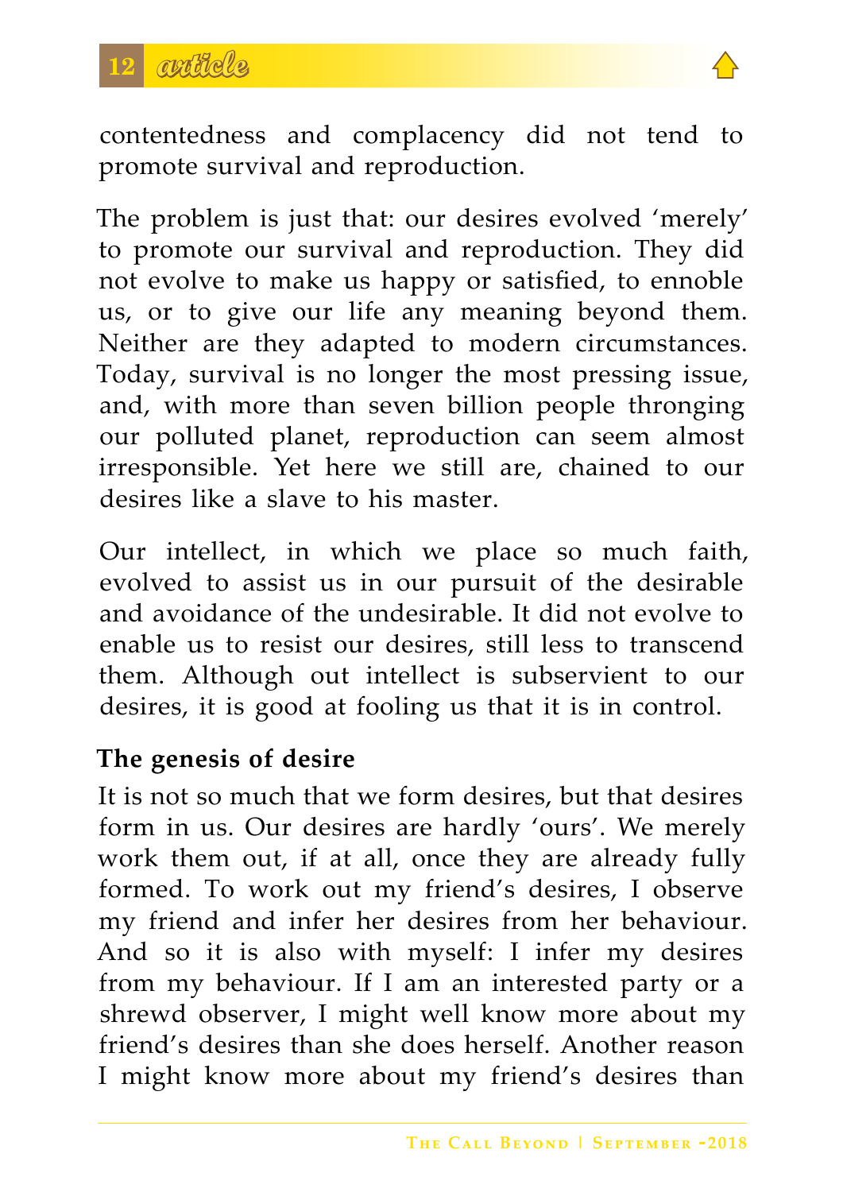contentedness and complacency did not tend to promote survival and reproduction.

The problem is just that: our desires evolved 'merely' to promote our survival and reproduction. They did not evolve to make us happy or satisfied, to ennoble us, or to give our life any meaning beyond them. Neither are they adapted to modern circumstances. Today, survival is no longer the most pressing issue, and, with more than seven billion people thronging our polluted planet, reproduction can seem almost irresponsible. Yet here we still are, chained to our desires like a slave to his master.

Our intellect, in which we place so much faith, evolved to assist us in our pursuit of the desirable and avoidance of the undesirable. It did not evolve to enable us to resist our desires, still less to transcend them. Although out intellect is subservient to our desires, it is good at fooling us that it is in control.

## The genesis of desire

It is not so much that we form desires, but that desires form in us. Our desires are hardly 'ours'. We merely work them out, if at all, once they are already fully formed. To work out my friend's desires, I observe my friend and infer her desires from her behaviour. And so it is also with myself: I infer my desires from my behaviour. If I am an interested party or a shrewd observer, I might well know more about my friend's desires than she does herself. Another reason I might know more about my friend's desires than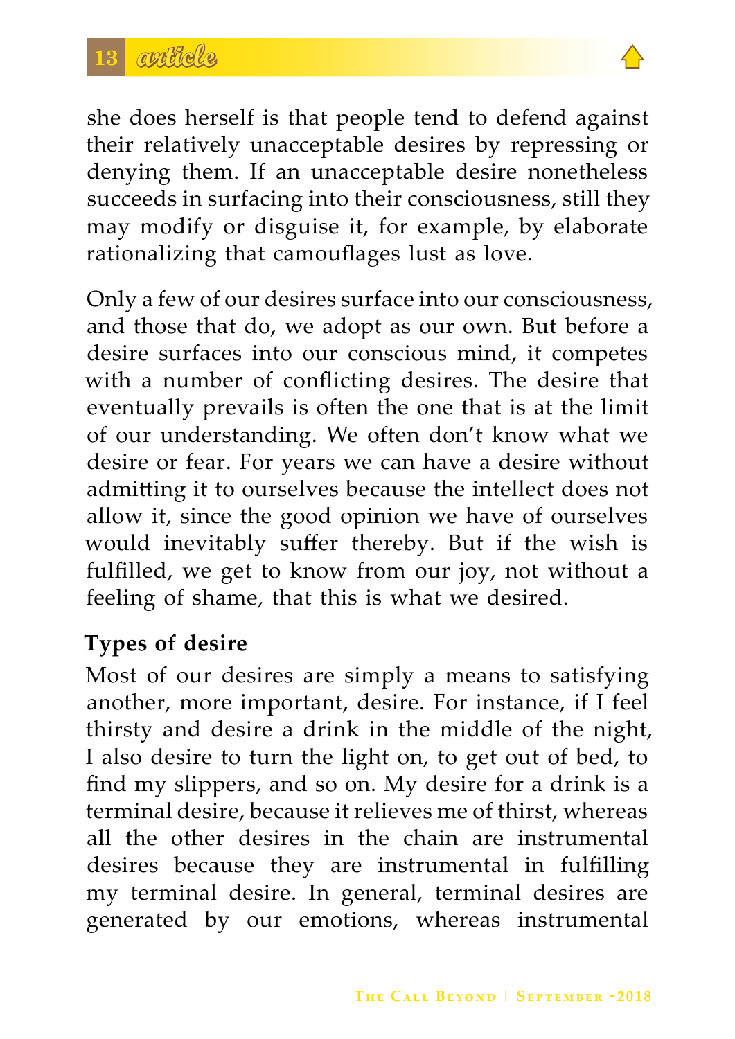she does herself is that people tend to defend against their relatively unacceptable desires by repressing or denying them. If an unacceptable desire nonetheless succeeds in surfacing into their consciousness, still they may modify or disguise it, for example, by elaborate rationalizing that camouflages lust as love.

Only a few of our desires surface into our consciousness, and those that do, we adopt as our own. But before a desire surfaces into our conscious mind, it competes with a number of conflicting desires. The desire that eventually prevails is often the one that is at the limit of our understanding. We often don't know what we desire or fear. For years we can have a desire without admitting it to ourselves because the intellect does not allow it, since the good opinion we have of ourselves would inevitably suffer thereby. But if the wish is fulfilled, we get to know from our joy, not without a feeling of shame, that this is what we desired.

**Types of desire**

Most of our desires are simply a means to satisfying another, more important, desire. For instance, if I feel thirsty and desire a drink in the middle of the night, I also desire to turn the light on, to get out of bed, to find my slippers, and so on. My desire for a drink is a terminal desire, because it relieves me of thirst, whereas all the other desires in the chain are instrumental desires because they are instrumental in fulfilling my terminal desire. In general, terminal desires are generated by our emotions, whereas instrumental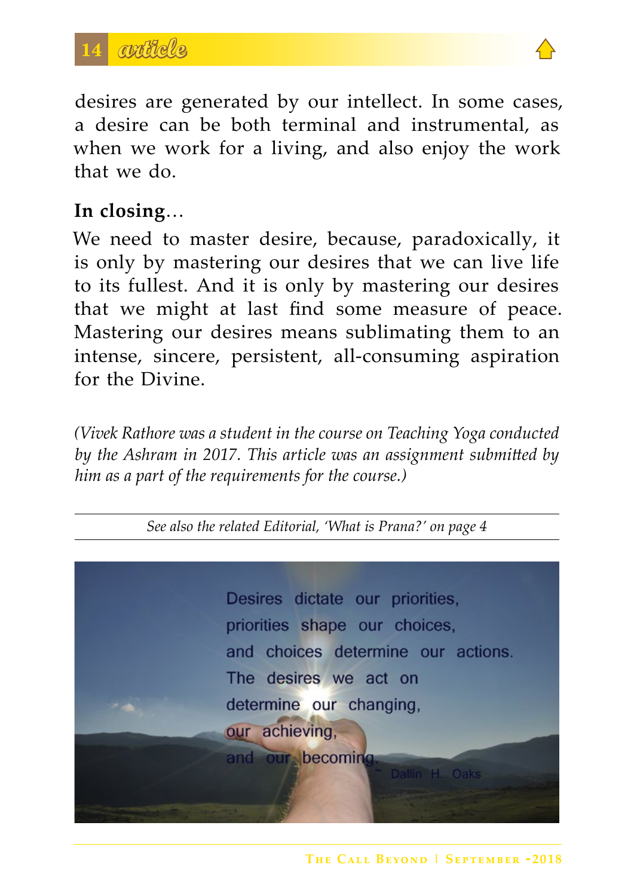desires are generated by our intellect. In some cases, a desire can be both terminal and instrumental, as when we work for a living, and also enjoy the work that we do.

**In closing**…

We need to master desire, because, paradoxically, it is only by mastering our desires that we can live life to its fullest. And it is only by mastering our desires that we might at last find some measure of peace. Mastering our desires means sublimating them to an intense, sincere, persistent, all-consuming aspiration for the Divine.

*(Vivek Rathore was a student in the course on Teaching Yoga conducted by the Ashram in 2017. This article was an assignment submitted by him as a part of the requirements for the course.)*

---

*See also the related Editorial, 'What is Prana?' on page 4*

---

Desires dictate our priorities, priorities shape our choices, and choices determine our actions. The desires we act on determine our changing, our achieving, and our becoming. ~ Dallin H. Oaks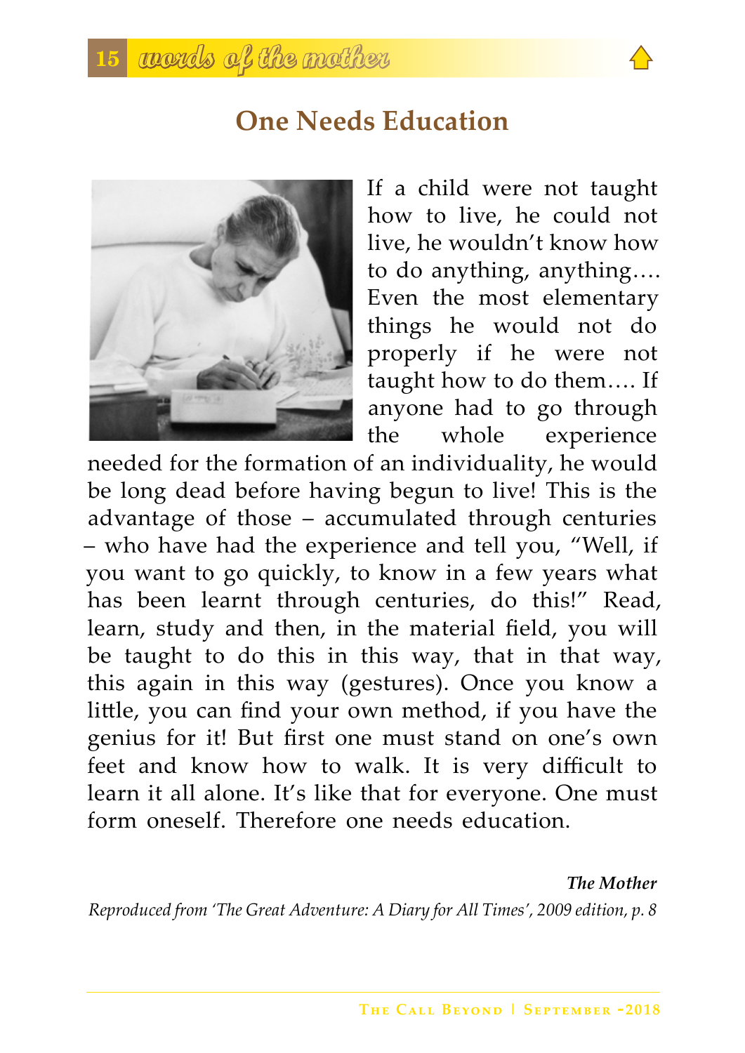## One Needs Education

If a child were not taught how to live, he could not live, he wouldn't know how to do anything, anything…. Even the most elementary things he would not do properly if he were not taught how to do them…. If anyone had to go through the whole experience needed for the formation of an individuality, he would be long dead before having begun to live! This is the advantage of those – accumulated through centuries – who have had the experience and tell you, "Well, if you want to go quickly, to know in a few years what has been learnt through centuries, do this!" Read, learn, study and then, in the material field, you will be taught to do this in this way, that in that way, this again in this way (gestures). Once you know a little, you can find your own method, if you have the genius for it! But first one must stand on one's own feet and know how to walk. It is very difficult to learn it all alone. It's like that for everyone. One must form oneself. Therefore one needs education.

***The Mother***

*Reproduced from 'The Great Adventure: A Diary for All Times', 2009 edition, p. 8*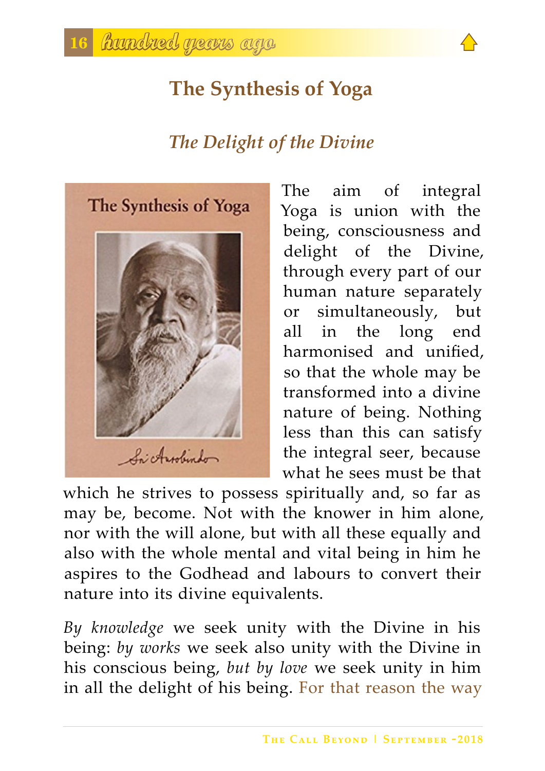# The Synthesis of Yoga

## *The Delight of the Divine*

The aim of integral Yoga is union with the being, consciousness and delight of the Divine, through every part of our human nature separately or simultaneously, but all in the long end harmonised and unified, so that the whole may be transformed into a divine nature of being. Nothing less than this can satisfy the integral seer, because what he sees must be that which he strives to possess spiritually and, so far as may be, become. Not with the knower in him alone, nor with the will alone, but with all these equally and also with the whole mental and vital being in him he aspires to the Godhead and labours to convert their nature into its divine equivalents.

*By knowledge* we seek unity with the Divine in his being: *by works* we seek also unity with the Divine in his conscious being, *but by love* we seek unity in him in all the delight of his being. For that reason the way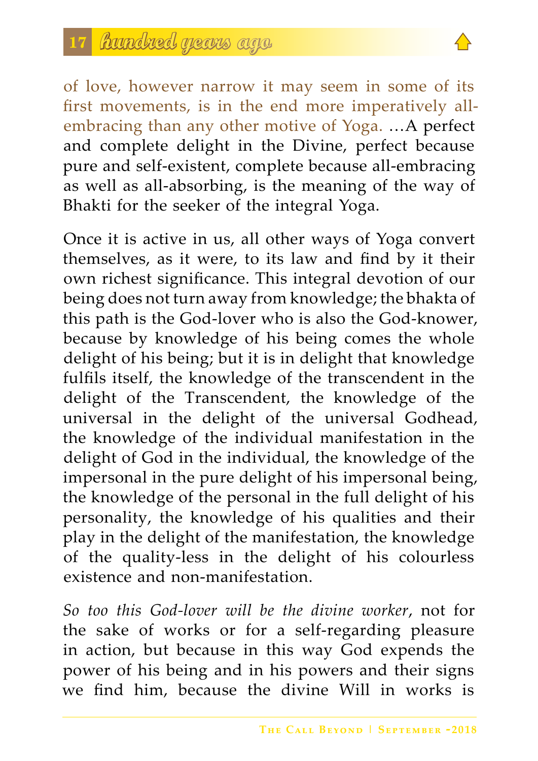of love, however narrow it may seem in some of its first movements, is in the end more imperatively all-embracing than any other motive of Yoga. …A perfect and complete delight in the Divine, perfect because pure and self-existent, complete because all-embracing as well as all-absorbing, is the meaning of the way of Bhakti for the seeker of the integral Yoga.

Once it is active in us, all other ways of Yoga convert themselves, as it were, to its law and find by it their own richest significance. This integral devotion of our being does not turn away from knowledge; the bhakta of this path is the God-lover who is also the God-knower, because by knowledge of his being comes the whole delight of his being; but it is in delight that knowledge fulfils itself, the knowledge of the transcendent in the delight of the Transcendent, the knowledge of the universal in the delight of the universal Godhead, the knowledge of the individual manifestation in the delight of God in the individual, the knowledge of the impersonal in the pure delight of his impersonal being, the knowledge of the personal in the full delight of his personality, the knowledge of his qualities and their play in the delight of the manifestation, the knowledge of the quality-less in the delight of his colourless existence and non-manifestation.

*So too this God-lover will be the divine worker*, not for the sake of works or for a self-regarding pleasure in action, but because in this way God expends the power of his being and in his powers and their signs we find him, because the divine Will in works is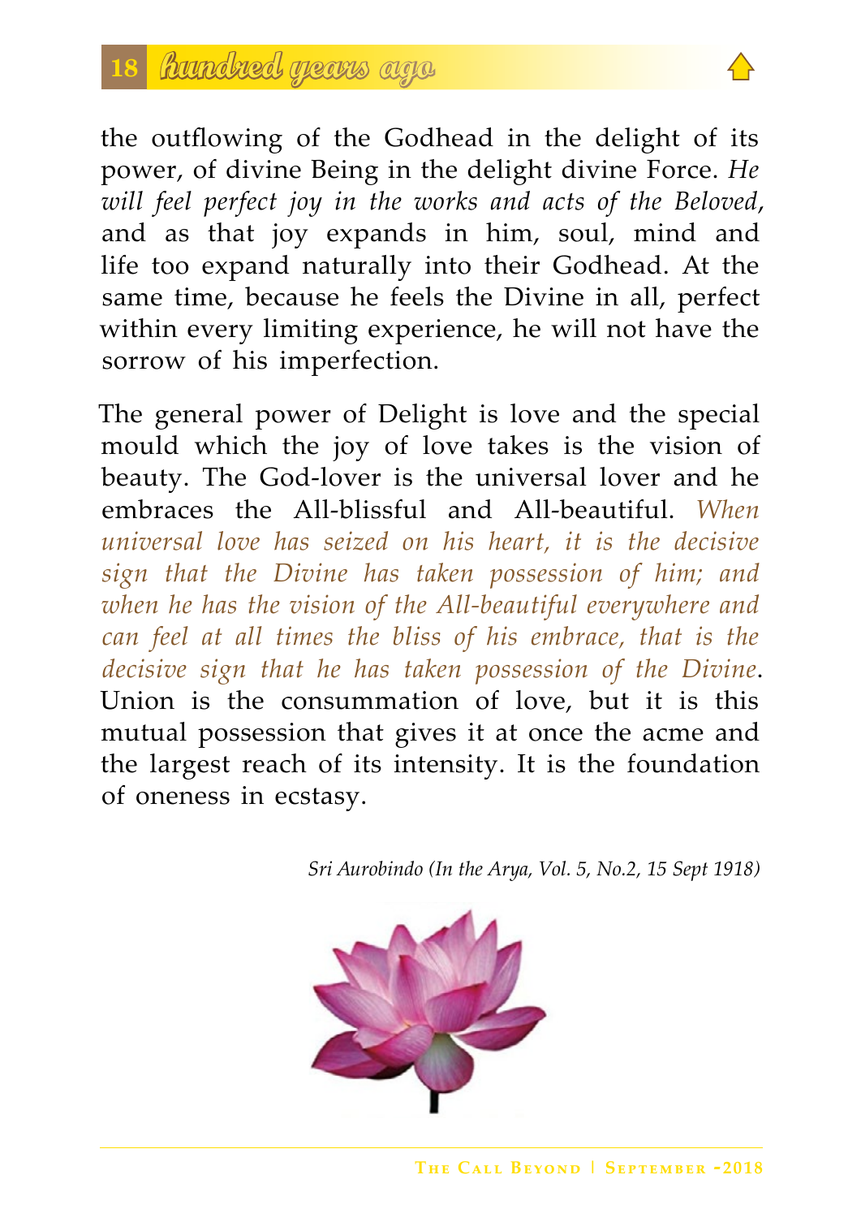the outflowing of the Godhead in the delight of its power, of divine Being in the delight divine Force. *He will feel perfect joy in the works and acts of the Beloved*, and as that joy expands in him, soul, mind and life too expand naturally into their Godhead. At the same time, because he feels the Divine in all, perfect within every limiting experience, he will not have the sorrow of his imperfection.

The general power of Delight is love and the special mould which the joy of love takes is the vision of beauty. The God-lover is the universal lover and he embraces the All-blissful and All-beautiful. *When universal love has seized on his heart, it is the decisive sign that the Divine has taken possession of him; and when he has the vision of the All-beautiful everywhere and can feel at all times the bliss of his embrace, that is the decisive sign that he has taken possession of the Divine*. Union is the consummation of love, but it is this mutual possession that gives it at once the acme and the largest reach of its intensity. It is the foundation of oneness in ecstasy.

*Sri Aurobindo (In the Arya, Vol. 5, No.2, 15 Sept 1918)*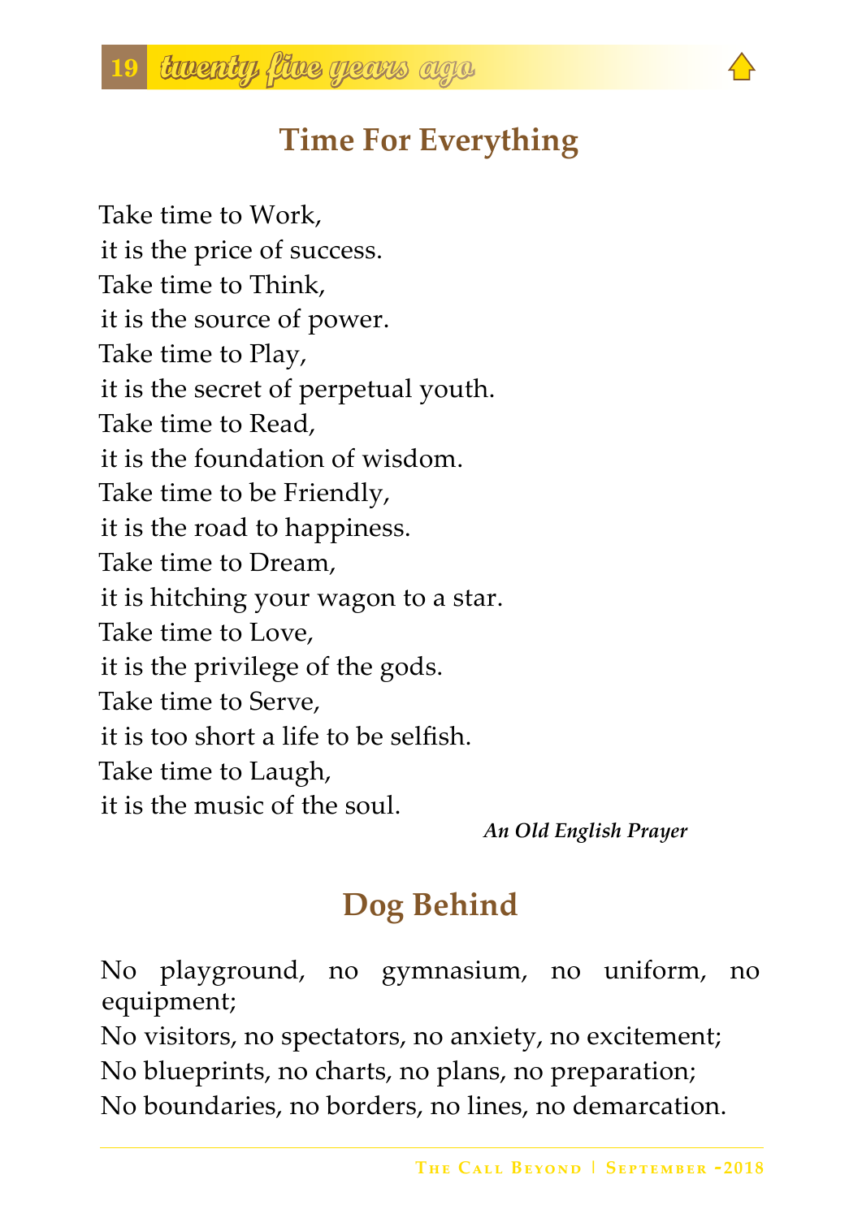## Time For Everything

Take time to Work,
it is the price of success.
Take time to Think,
it is the source of power.
Take time to Play,
it is the secret of perpetual youth.
Take time to Read,
it is the foundation of wisdom.
Take time to be Friendly,
it is the road to happiness.
Take time to Dream,
it is hitching your wagon to a star.
Take time to Love,
it is the privilege of the gods.
Take time to Serve,
it is too short a life to be selfish.
Take time to Laugh,
it is the music of the soul.

*An Old English Prayer*

## Dog Behind

No playground, no gymnasium, no uniform, no equipment;
No visitors, no spectators, no anxiety, no excitement;
No blueprints, no charts, no plans, no preparation;
No boundaries, no borders, no lines, no demarcation.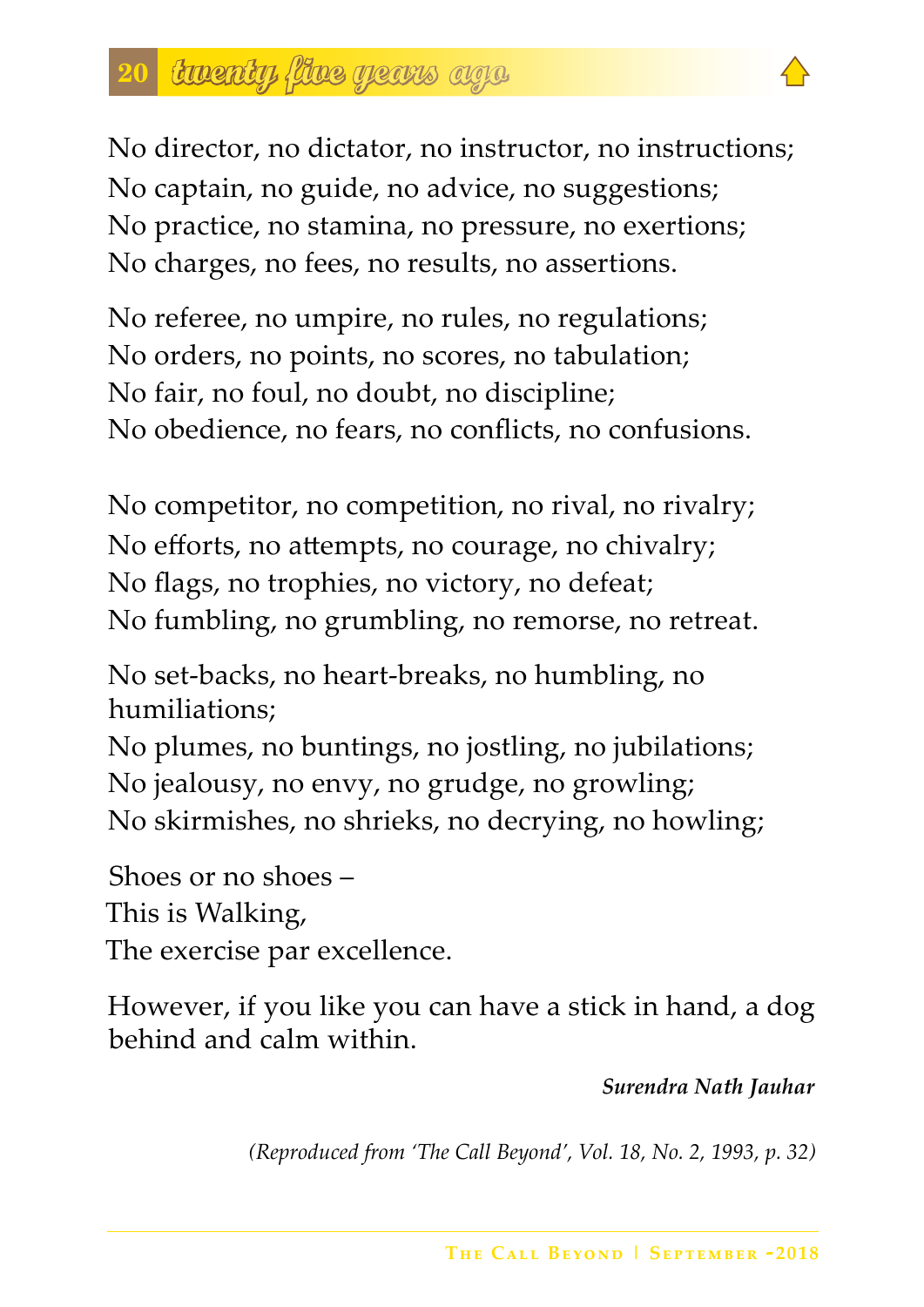## twenty five years ago

No director, no dictator, no instructor, no instructions;
No captain, no guide, no advice, no suggestions;
No practice, no stamina, no pressure, no exertions;
No charges, no fees, no results, no assertions.

No referee, no umpire, no rules, no regulations;
No orders, no points, no scores, no tabulation;
No fair, no foul, no doubt, no discipline;
No obedience, no fears, no conflicts, no confusions.

No competitor, no competition, no rival, no rivalry;
No efforts, no attempts, no courage, no chivalry;
No flags, no trophies, no victory, no defeat;
No fumbling, no grumbling, no remorse, no retreat.

No set-backs, no heart-breaks, no humbling, no humiliations;
No plumes, no buntings, no jostling, no jubilations;
No jealousy, no envy, no grudge, no growling;
No skirmishes, no shrieks, no decrying, no howling;

Shoes or no shoes –
This is Walking,
The exercise par excellence.

However, if you like you can have a stick in hand, a dog behind and calm within.

***Surendra Nath Jauhar***

*(Reproduced from 'The Call Beyond', Vol. 18, No. 2, 1993, p. 32)*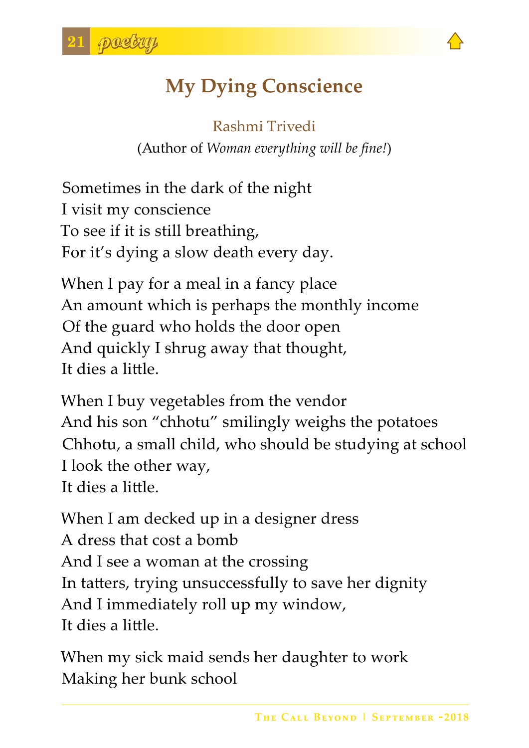# My Dying Conscience

Rashmi Trivedi

(Author of *Woman everything will be fine!*)

Sometimes in the dark of the night
I visit my conscience
To see if it is still breathing,
For it's dying a slow death every day.

When I pay for a meal in a fancy place
An amount which is perhaps the monthly income
Of the guard who holds the door open
And quickly I shrug away that thought,
It dies a little.

When I buy vegetables from the vendor
And his son "chhotu" smilingly weighs the potatoes
Chhotu, a small child, who should be studying at school
I look the other way,
It dies a little.

When I am decked up in a designer dress
A dress that cost a bomb
And I see a woman at the crossing
In tatters, trying unsuccessfully to save her dignity
And I immediately roll up my window,
It dies a little.

When my sick maid sends her daughter to work
Making her bunk school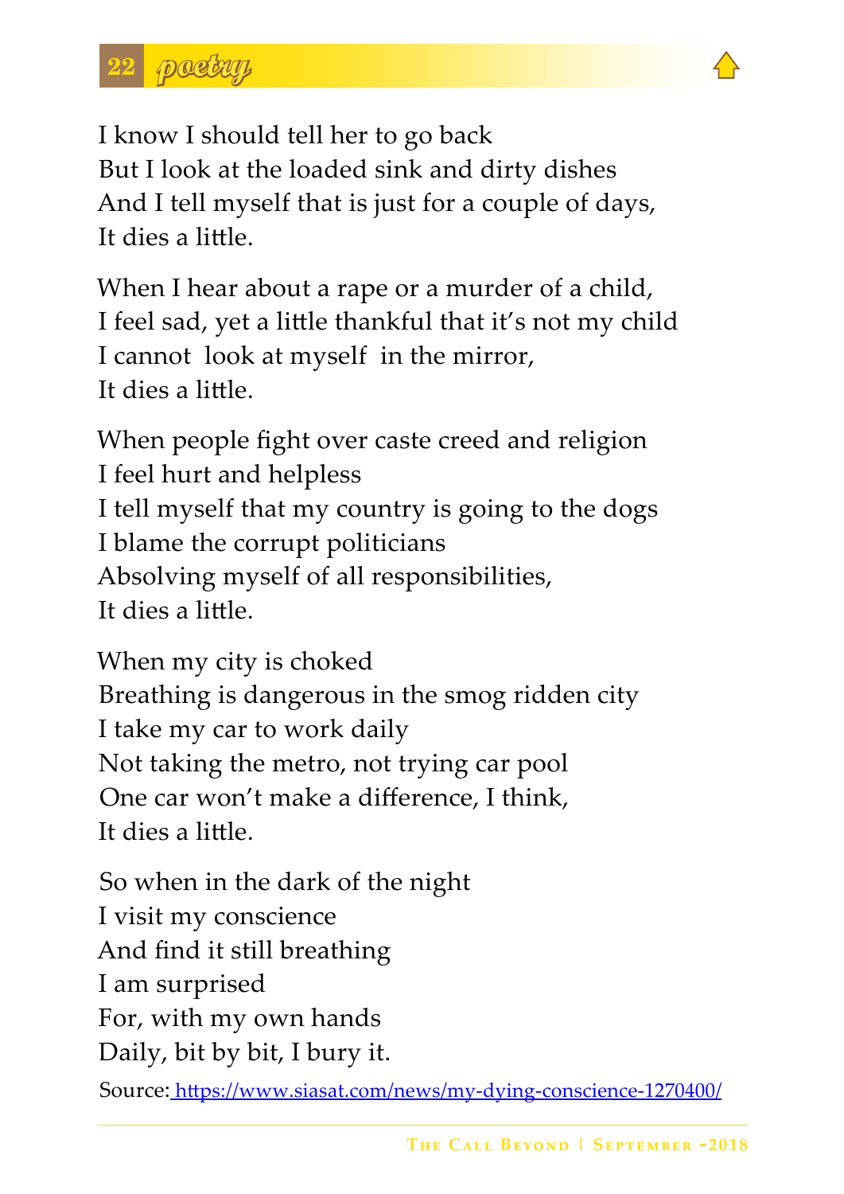I know I should tell her to go back
But I look at the loaded sink and dirty dishes
And I tell myself that is just for a couple of days,
It dies a little.

When I hear about a rape or a murder of a child,
I feel sad, yet a little thankful that it's not my child
I cannot look at myself in the mirror,
It dies a little.

When people fight over caste creed and religion
I feel hurt and helpless
I tell myself that my country is going to the dogs
I blame the corrupt politicians
Absolving myself of all responsibilities,
It dies a little.

When my city is choked
Breathing is dangerous in the smog ridden city
I take my car to work daily
Not taking the metro, not trying car pool
One car won't make a difference, I think,
It dies a little.

So when in the dark of the night
I visit my conscience
And find it still breathing
I am surprised
For, with my own hands
Daily, bit by bit, I bury it.

Source: https://www.siasat.com/news/my-dying-conscience-1270400/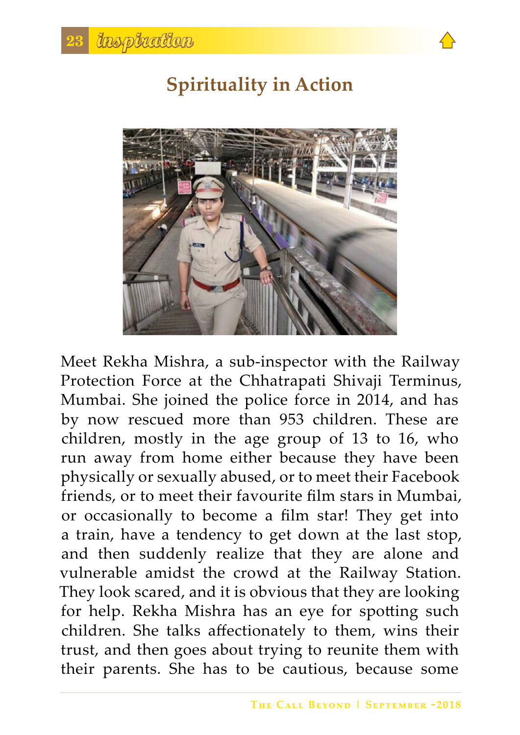## Spirituality in Action

Meet Rekha Mishra, a sub-inspector with the Railway Protection Force at the Chhatrapati Shivaji Terminus, Mumbai. She joined the police force in 2014, and has by now rescued more than 953 children. These are children, mostly in the age group of 13 to 16, who run away from home either because they have been physically or sexually abused, or to meet their Facebook friends, or to meet their favourite film stars in Mumbai, or occasionally to become a film star! They get into a train, have a tendency to get down at the last stop, and then suddenly realize that they are alone and vulnerable amidst the crowd at the Railway Station. They look scared, and it is obvious that they are looking for help. Rekha Mishra has an eye for spotting such children. She talks affectionately to them, wins their trust, and then goes about trying to reunite them with their parents. She has to be cautious, because some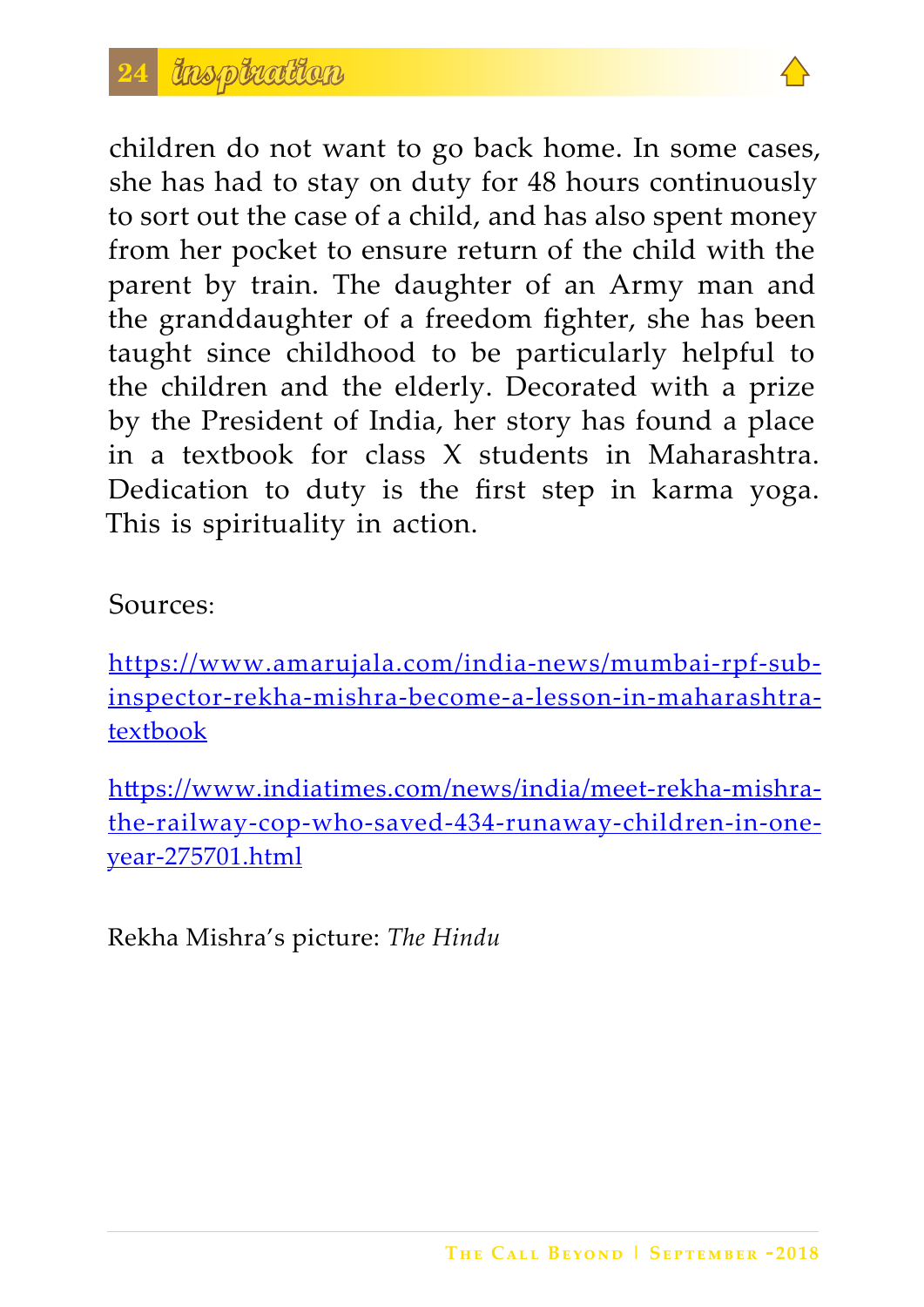children do not want to go back home. In some cases, she has had to stay on duty for 48 hours continuously to sort out the case of a child, and has also spent money from her pocket to ensure return of the child with the parent by train. The daughter of an Army man and the granddaughter of a freedom fighter, she has been taught since childhood to be particularly helpful to the children and the elderly. Decorated with a prize by the President of India, her story has found a place in a textbook for class X students in Maharashtra. Dedication to duty is the first step in karma yoga. This is spirituality in action.

Sources:

https://www.amarujala.com/india-news/mumbai-rpf-sub-inspector-rekha-mishra-become-a-lesson-in-maharashtra-textbook

https://www.indiatimes.com/news/india/meet-rekha-mishra-the-railway-cop-who-saved-434-runaway-children-in-one-year-275701.html

Rekha Mishra's picture: *The Hindu*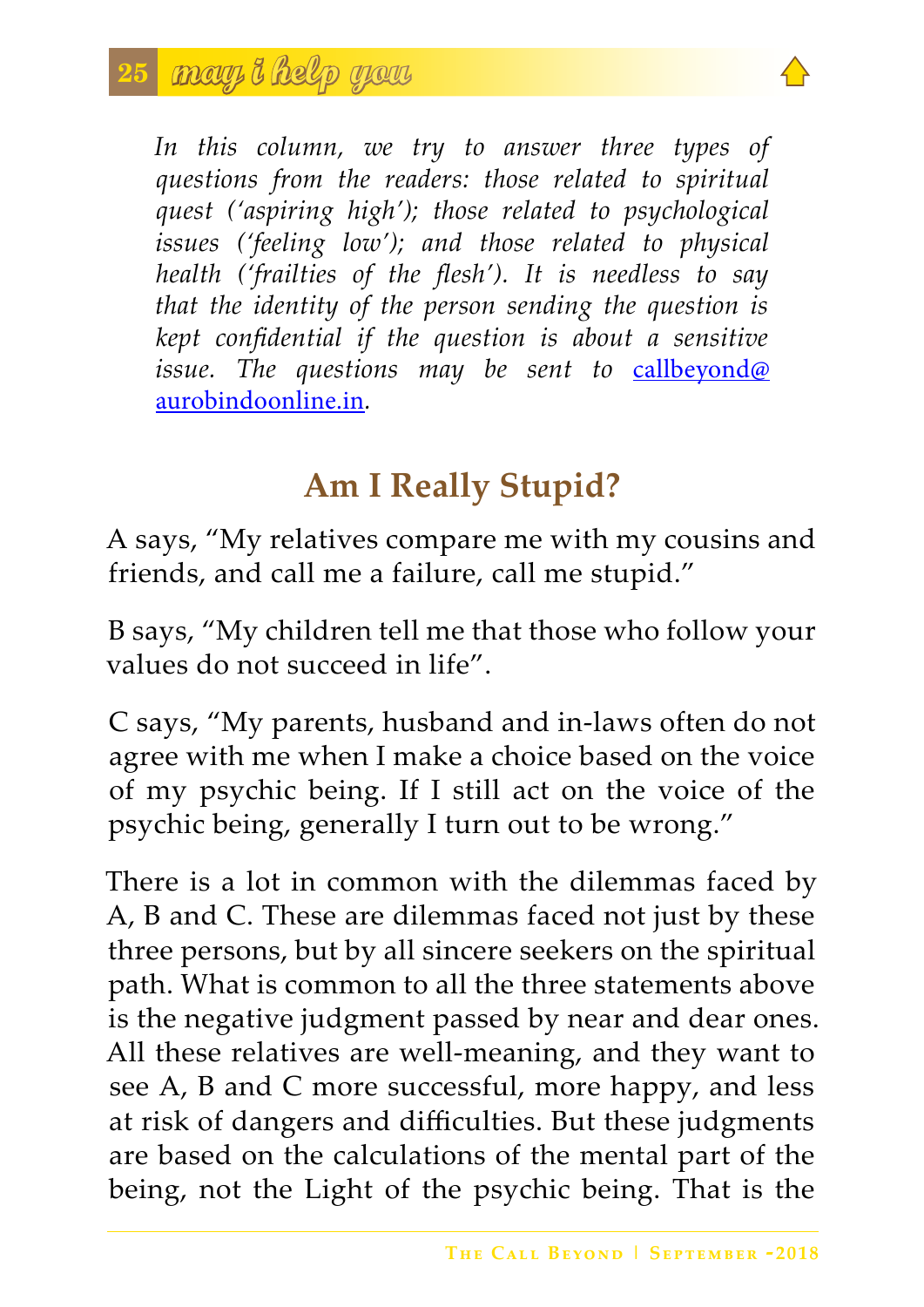*In this column, we try to answer three types of questions from the readers: those related to spiritual quest ('aspiring high'); those related to psychological issues ('feeling low'); and those related to physical health ('frailties of the flesh'). It is needless to say that the identity of the person sending the question is kept confidential if the question is about a sensitive issue. The questions may be sent to* [callbeyond@aurobindoonline.in](mailto:callbeyond@aurobindoonline.in).

## Am I Really Stupid?

A says, "My relatives compare me with my cousins and friends, and call me a failure, call me stupid."

B says, "My children tell me that those who follow your values do not succeed in life".

C says, "My parents, husband and in-laws often do not agree with me when I make a choice based on the voice of my psychic being. If I still act on the voice of the psychic being, generally I turn out to be wrong."

There is a lot in common with the dilemmas faced by A, B and C. These are dilemmas faced not just by these three persons, but by all sincere seekers on the spiritual path. What is common to all the three statements above is the negative judgment passed by near and dear ones. All these relatives are well-meaning, and they want to see A, B and C more successful, more happy, and less at risk of dangers and difficulties. But these judgments are based on the calculations of the mental part of the being, not the Light of the psychic being. That is the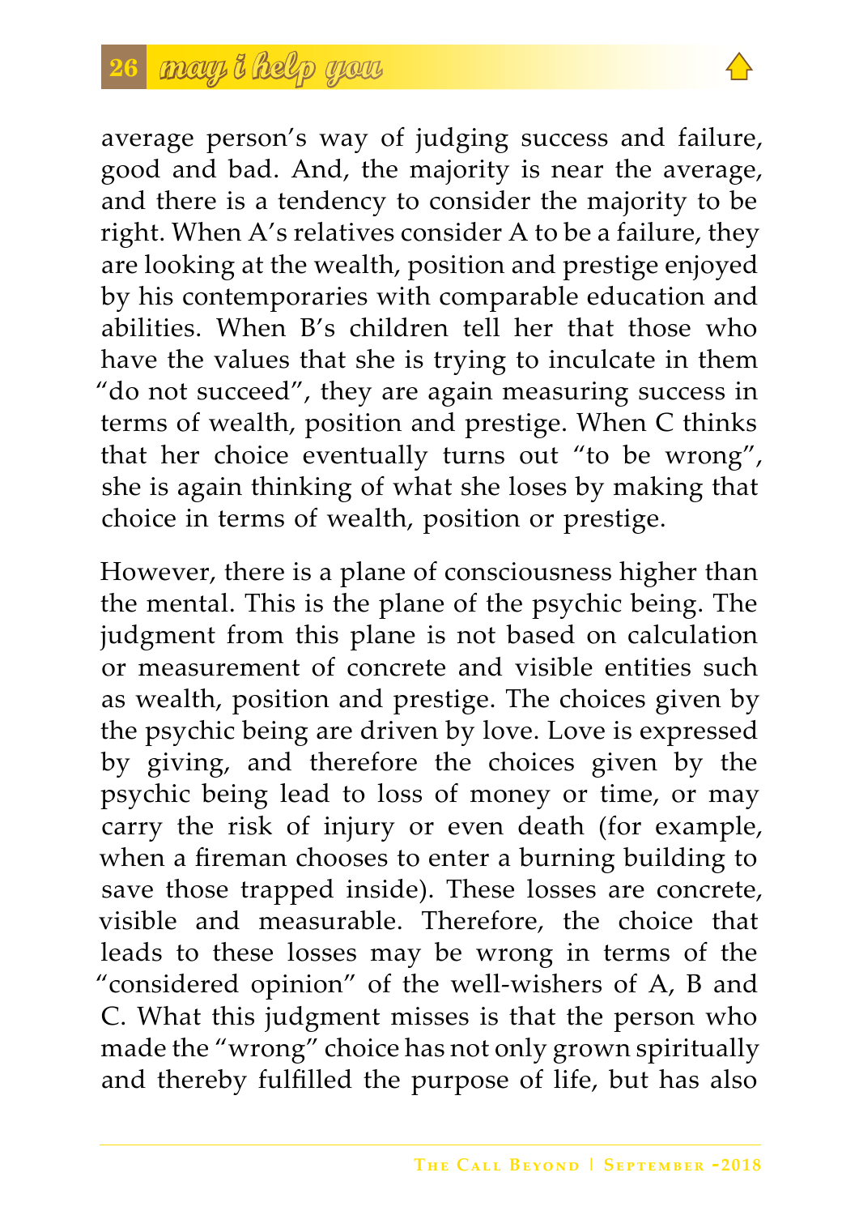average person's way of judging success and failure, good and bad. And, the majority is near the average, and there is a tendency to consider the majority to be right. When A's relatives consider A to be a failure, they are looking at the wealth, position and prestige enjoyed by his contemporaries with comparable education and abilities. When B's children tell her that those who have the values that she is trying to inculcate in them "do not succeed", they are again measuring success in terms of wealth, position and prestige. When C thinks that her choice eventually turns out "to be wrong", she is again thinking of what she loses by making that choice in terms of wealth, position or prestige.

However, there is a plane of consciousness higher than the mental. This is the plane of the psychic being. The judgment from this plane is not based on calculation or measurement of concrete and visible entities such as wealth, position and prestige. The choices given by the psychic being are driven by love. Love is expressed by giving, and therefore the choices given by the psychic being lead to loss of money or time, or may carry the risk of injury or even death (for example, when a fireman chooses to enter a burning building to save those trapped inside). These losses are concrete, visible and measurable. Therefore, the choice that leads to these losses may be wrong in terms of the "considered opinion" of the well-wishers of A, B and C. What this judgment misses is that the person who made the "wrong" choice has not only grown spiritually and thereby fulfilled the purpose of life, but has also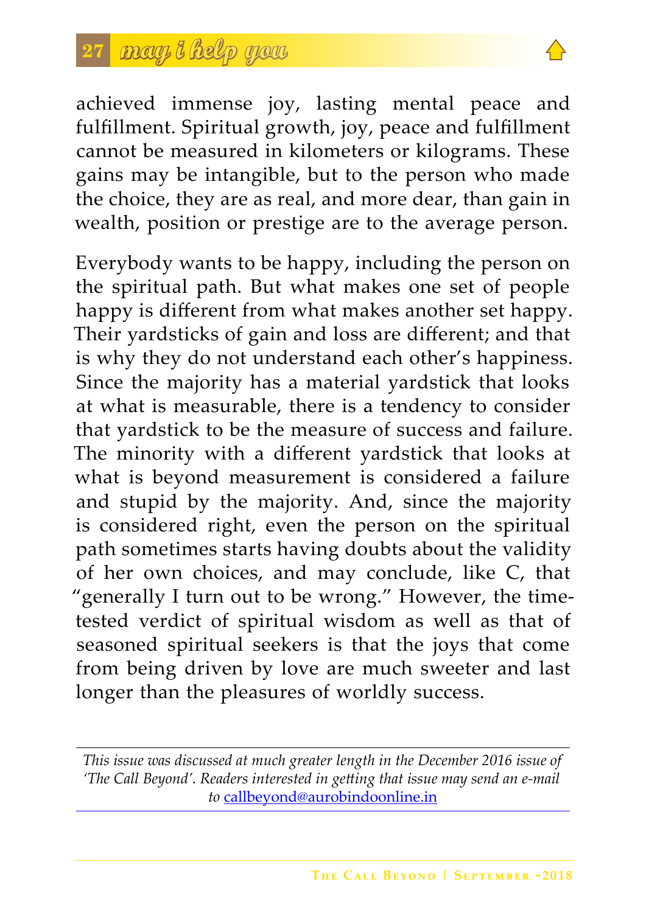achieved immense joy, lasting mental peace and fulfillment. Spiritual growth, joy, peace and fulfillment cannot be measured in kilometers or kilograms. These gains may be intangible, but to the person who made the choice, they are as real, and more dear, than gain in wealth, position or prestige are to the average person.

Everybody wants to be happy, including the person on the spiritual path. But what makes one set of people happy is different from what makes another set happy. Their yardsticks of gain and loss are different; and that is why they do not understand each other's happiness. Since the majority has a material yardstick that looks at what is measurable, there is a tendency to consider that yardstick to be the measure of success and failure. The minority with a different yardstick that looks at what is beyond measurement is considered a failure and stupid by the majority. And, since the majority is considered right, even the person on the spiritual path sometimes starts having doubts about the validity of her own choices, and may conclude, like C, that "generally I turn out to be wrong." However, the time-tested verdict of spiritual wisdom as well as that of seasoned spiritual seekers is that the joys that come from being driven by love are much sweeter and last longer than the pleasures of worldly success.

---

*This issue was discussed at much greater length in the December 2016 issue of 'The Call Beyond'. Readers interested in getting that issue may send an e-mail to* callbeyond@aurobindoonline.in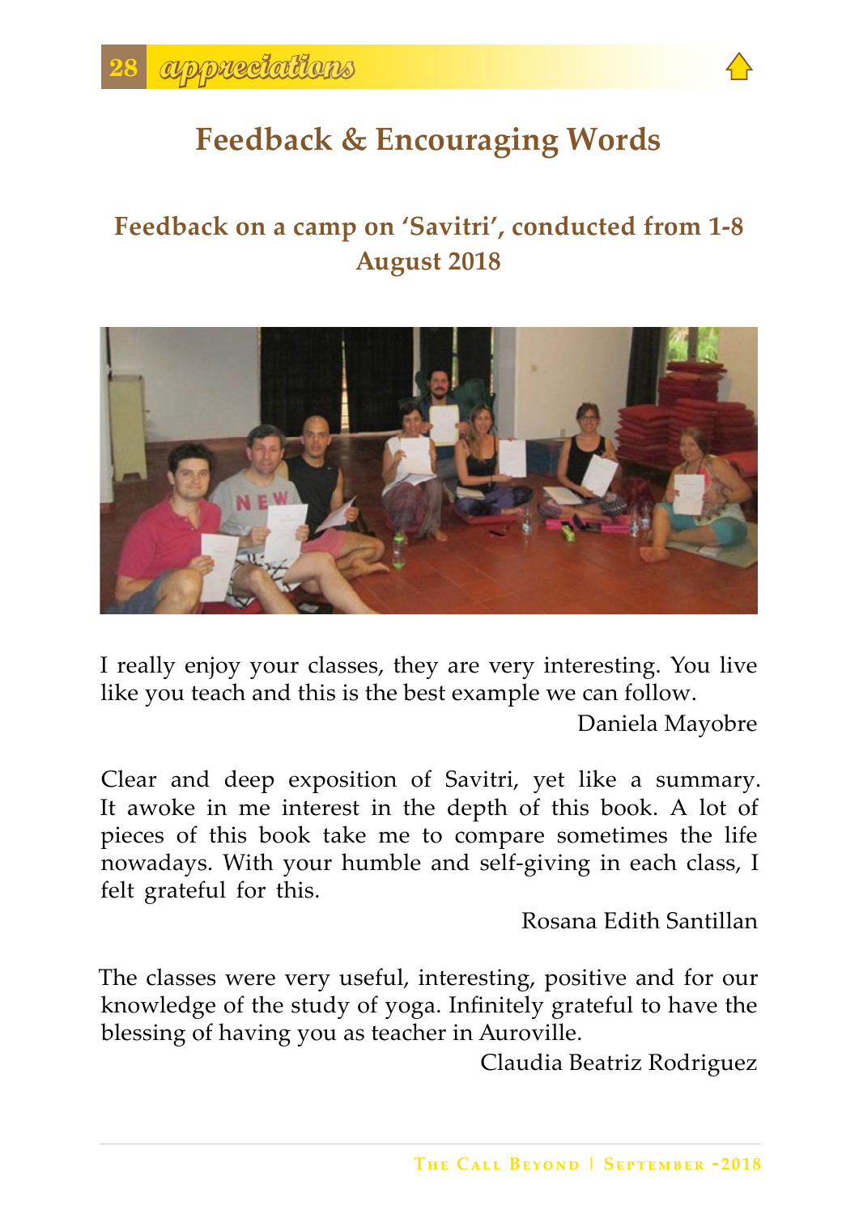# Feedback & Encouraging Words

## Feedback on a camp on 'Savitri', conducted from 1-8 August 2018

I really enjoy your classes, they are very interesting. You live like you teach and this is the best example we can follow.

Daniela Mayobre

Clear and deep exposition of Savitri, yet like a summary. It awoke in me interest in the depth of this book. A lot of pieces of this book take me to compare sometimes the life nowadays. With your humble and self-giving in each class, I felt grateful for this.

Rosana Edith Santillan

The classes were very useful, interesting, positive and for our knowledge of the study of yoga. Infinitely grateful to have the blessing of having you as teacher in Auroville.

Claudia Beatriz Rodriguez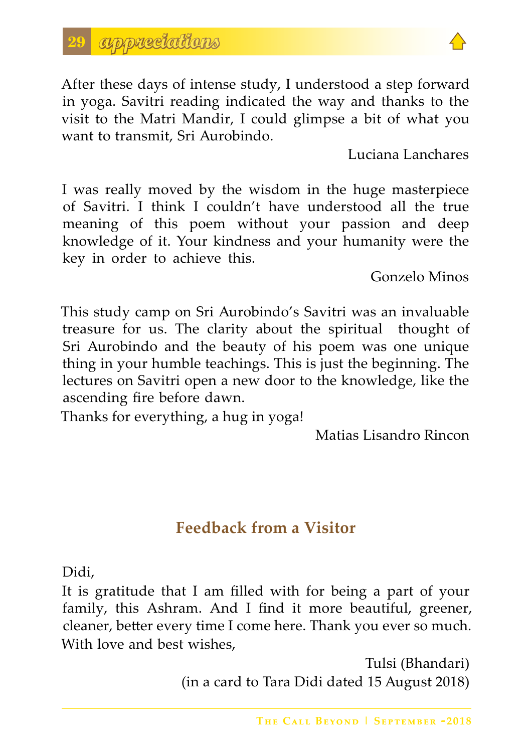After these days of intense study, I understood a step forward in yoga. Savitri reading indicated the way and thanks to the visit to the Matri Mandir, I could glimpse a bit of what you want to transmit, Sri Aurobindo.

Luciana Lanchares

I was really moved by the wisdom in the huge masterpiece of Savitri. I think I couldn't have understood all the true meaning of this poem without your passion and deep knowledge of it. Your kindness and your humanity were the key in order to achieve this.

Gonzelo Minos

This study camp on Sri Aurobindo's Savitri was an invaluable treasure for us. The clarity about the spiritual thought of Sri Aurobindo and the beauty of his poem was one unique thing in your humble teachings. This is just the beginning. The lectures on Savitri open a new door to the knowledge, like the ascending fire before dawn.

Thanks for everything, a hug in yoga!

Matias Lisandro Rincon

## Feedback from a Visitor

Didi,

It is gratitude that I am filled with for being a part of your family, this Ashram. And I find it more beautiful, greener, cleaner, better every time I come here. Thank you ever so much.

With love and best wishes,

Tulsi (Bhandari)

(in a card to Tara Didi dated 15 August 2018)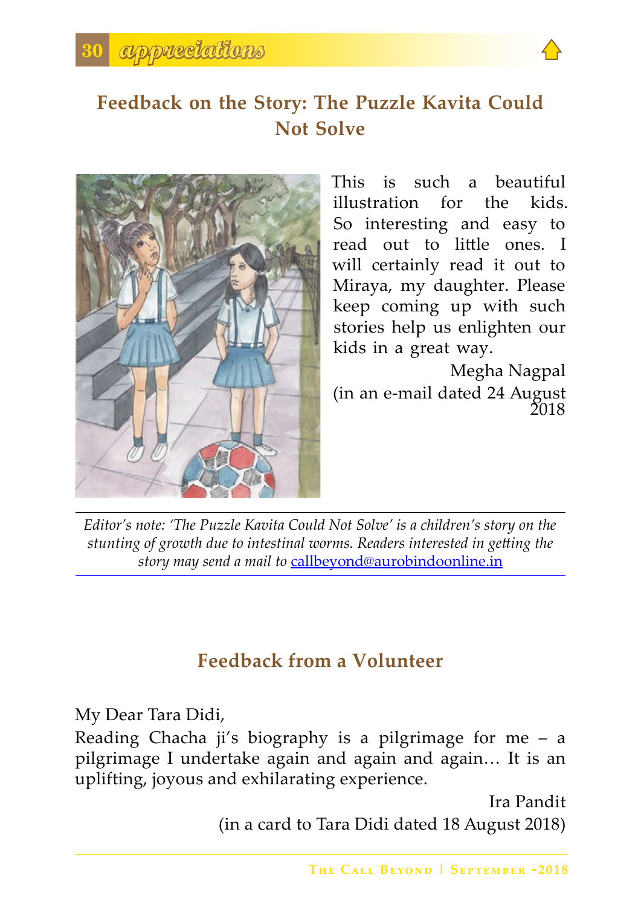## Feedback on the Story: The Puzzle Kavita Could Not Solve

This is such a beautiful illustration for the kids. So interesting and easy to read out to little ones. I will certainly read it out to Miraya, my daughter. Please keep coming up with such stories help us enlighten our kids in a great way.

Megha Nagpal
(in an e-mail dated 24 August 2018

*Editor's note: 'The Puzzle Kavita Could Not Solve' is a children's story on the stunting of growth due to intestinal worms. Readers interested in getting the story may send a mail to* callbeyond@aurobindoonline.in

## Feedback from a Volunteer

My Dear Tara Didi,

Reading Chacha ji's biography is a pilgrimage for me – a pilgrimage I undertake again and again and again… It is an uplifting, joyous and exhilarating experience.

Ira Pandit
(in a card to Tara Didi dated 18 August 2018)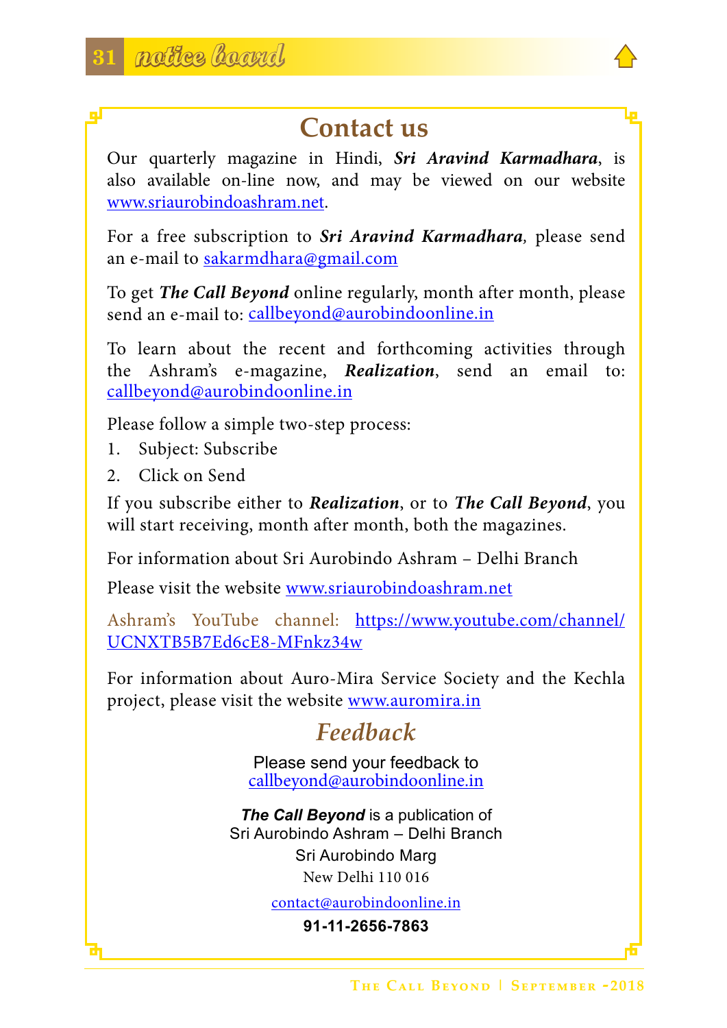## Contact us

Our quarterly magazine in Hindi, ***Sri Aravind Karmadhara***, is also available on-line now, and may be viewed on our website www.sriaurobindoashram.net.

For a free subscription to ***Sri Aravind Karmadhara***, please send an e-mail to sakarmdhara@gmail.com

To get ***The Call Beyond*** online regularly, month after month, please send an e-mail to: callbeyond@aurobindoonline.in

To learn about the recent and forthcoming activities through the Ashram's e-magazine, ***Realization***, send an email to: callbeyond@aurobindoonline.in

Please follow a simple two-step process:

1. Subject: Subscribe
2. Click on Send

If you subscribe either to ***Realization***, or to ***The Call Beyond***, you will start receiving, month after month, both the magazines.

For information about Sri Aurobindo Ashram – Delhi Branch

Please visit the website www.sriaurobindoashram.net

Ashram's YouTube channel: https://www.youtube.com/channel/UCNXTB5B7Ed6cE8-MFnkz34w

For information about Auro-Mira Service Society and the Kechla project, please visit the website www.auromira.in

## *Feedback*

Please send your feedback to
callbeyond@aurobindoonline.in

***The Call Beyond*** is a publication of
Sri Aurobindo Ashram – Delhi Branch
Sri Aurobindo Marg
New Delhi 110 016

contact@aurobindoonline.in

**91-11-2656-7863**